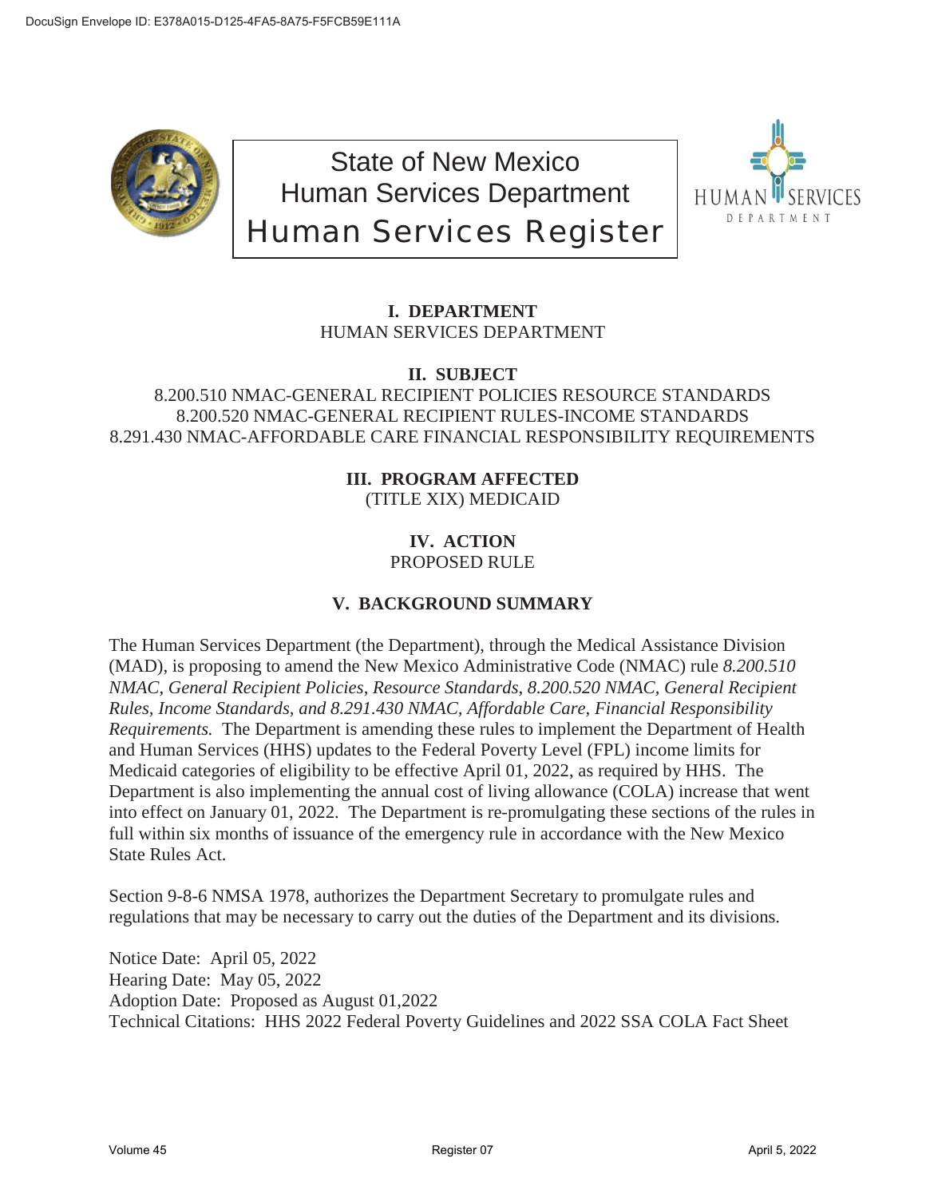# State of New Mexico
# Human Services Department
# Human Services Register

HUMAN SERVICES DEPARTMENT

## I. DEPARTMENT

HUMAN SERVICES DEPARTMENT

## II. SUBJECT

8.200.510 NMAC-GENERAL RECIPIENT POLICIES RESOURCE STANDARDS
8.200.520 NMAC-GENERAL RECIPIENT RULES-INCOME STANDARDS
8.291.430 NMAC-AFFORDABLE CARE FINANCIAL RESPONSIBILITY REQUIREMENTS

## III. PROGRAM AFFECTED

(TITLE XIX) MEDICAID

## IV. ACTION

PROPOSED RULE

## V. BACKGROUND SUMMARY

The Human Services Department (the Department), through the Medical Assistance Division (MAD), is proposing to amend the New Mexico Administrative Code (NMAC) rule *8.200.510 NMAC, General Recipient Policies, Resource Standards, 8.200.520 NMAC, General Recipient Rules, Income Standards, and 8.291.430 NMAC, Affordable Care, Financial Responsibility Requirements.* The Department is amending these rules to implement the Department of Health and Human Services (HHS) updates to the Federal Poverty Level (FPL) income limits for Medicaid categories of eligibility to be effective April 01, 2022, as required by HHS. The Department is also implementing the annual cost of living allowance (COLA) increase that went into effect on January 01, 2022. The Department is re-promulgating these sections of the rules in full within six months of issuance of the emergency rule in accordance with the New Mexico State Rules Act.

Section 9-8-6 NMSA 1978, authorizes the Department Secretary to promulgate rules and regulations that may be necessary to carry out the duties of the Department and its divisions.

Notice Date: April 05, 2022
Hearing Date: May 05, 2022
Adoption Date: Proposed as August 01,2022
Technical Citations: HHS 2022 Federal Poverty Guidelines and 2022 SSA COLA Fact Sheet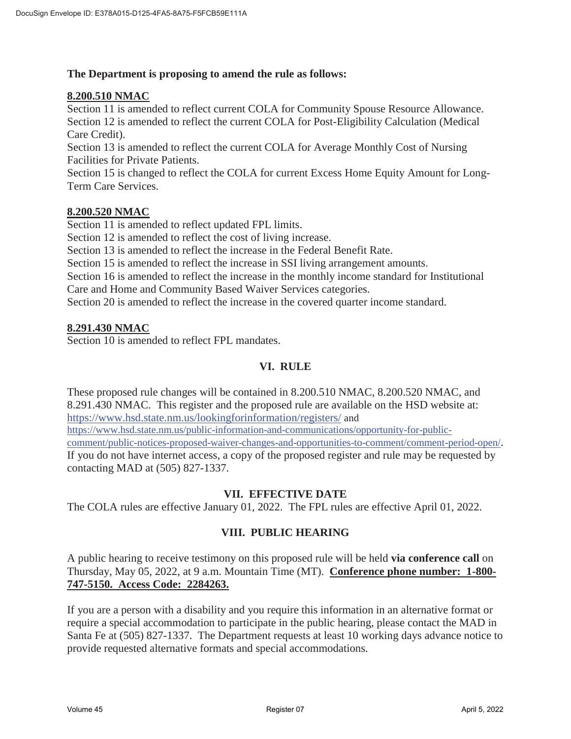**The Department is proposing to amend the rule as follows:**

**8.200.510 NMAC**

Section 11 is amended to reflect current COLA for Community Spouse Resource Allowance.
Section 12 is amended to reflect the current COLA for Post-Eligibility Calculation (Medical Care Credit).
Section 13 is amended to reflect the current COLA for Average Monthly Cost of Nursing Facilities for Private Patients.
Section 15 is changed to reflect the COLA for current Excess Home Equity Amount for Long-Term Care Services.

**8.200.520 NMAC**

Section 11 is amended to reflect updated FPL limits.
Section 12 is amended to reflect the cost of living increase.
Section 13 is amended to reflect the increase in the Federal Benefit Rate.
Section 15 is amended to reflect the increase in SSI living arrangement amounts.
Section 16 is amended to reflect the increase in the monthly income standard for Institutional Care and Home and Community Based Waiver Services categories.
Section 20 is amended to reflect the increase in the covered quarter income standard.

**8.291.430 NMAC**

Section 10 is amended to reflect FPL mandates.

## VI. RULE

These proposed rule changes will be contained in 8.200.510 NMAC, 8.200.520 NMAC, and 8.291.430 NMAC. This register and the proposed rule are available on the HSD website at: https://www.hsd.state.nm.us/lookingforinformation/registers/ and https://www.hsd.state.nm.us/public-information-and-communications/opportunity-for-public-comment/public-notices-proposed-waiver-changes-and-opportunities-to-comment/comment-period-open/. If you do not have internet access, a copy of the proposed register and rule may be requested by contacting MAD at (505) 827-1337.

## VII. EFFECTIVE DATE

The COLA rules are effective January 01, 2022. The FPL rules are effective April 01, 2022.

## VIII. PUBLIC HEARING

A public hearing to receive testimony on this proposed rule will be held **via conference call** on Thursday, May 05, 2022, at 9 a.m. Mountain Time (MT). **Conference phone number: 1-800-747-5150. Access Code: 2284263.**

If you are a person with a disability and you require this information in an alternative format or require a special accommodation to participate in the public hearing, please contact the MAD in Santa Fe at (505) 827-1337. The Department requests at least 10 working days advance notice to provide requested alternative formats and special accommodations.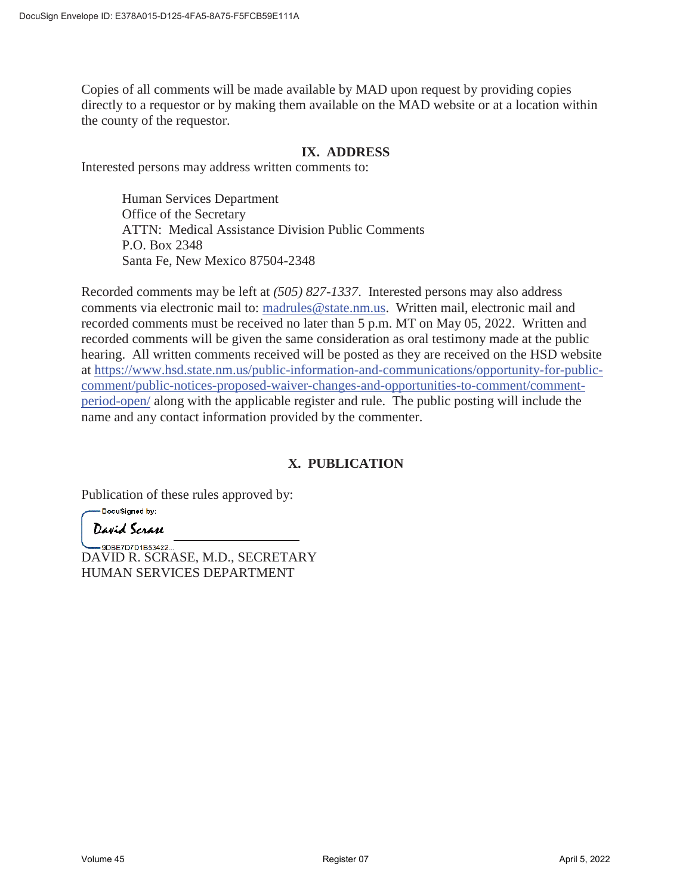Copies of all comments will be made available by MAD upon request by providing copies directly to a requestor or by making them available on the MAD website or at a location within the county of the requestor.

## IX. ADDRESS

Interested persons may address written comments to:

Human Services Department
Office of the Secretary
ATTN: Medical Assistance Division Public Comments
P.O. Box 2348
Santa Fe, New Mexico 87504-2348

Recorded comments may be left at *(505) 827-1337*. Interested persons may also address comments via electronic mail to: madrules@state.nm.us. Written mail, electronic mail and recorded comments must be received no later than 5 p.m. MT on May 05, 2022. Written and recorded comments will be given the same consideration as oral testimony made at the public hearing. All written comments received will be posted as they are received on the HSD website at https://www.hsd.state.nm.us/public-information-and-communications/opportunity-for-public-comment/public-notices-proposed-waiver-changes-and-opportunities-to-comment/comment-period-open/ along with the applicable register and rule. The public posting will include the name and any contact information provided by the commenter.

## X. PUBLICATION

Publication of these rules approved by:

DocuSigned by:
David Scrase
9DBE7D7D1B53422...

DAVID R. SCRASE, M.D., SECRETARY
HUMAN SERVICES DEPARTMENT